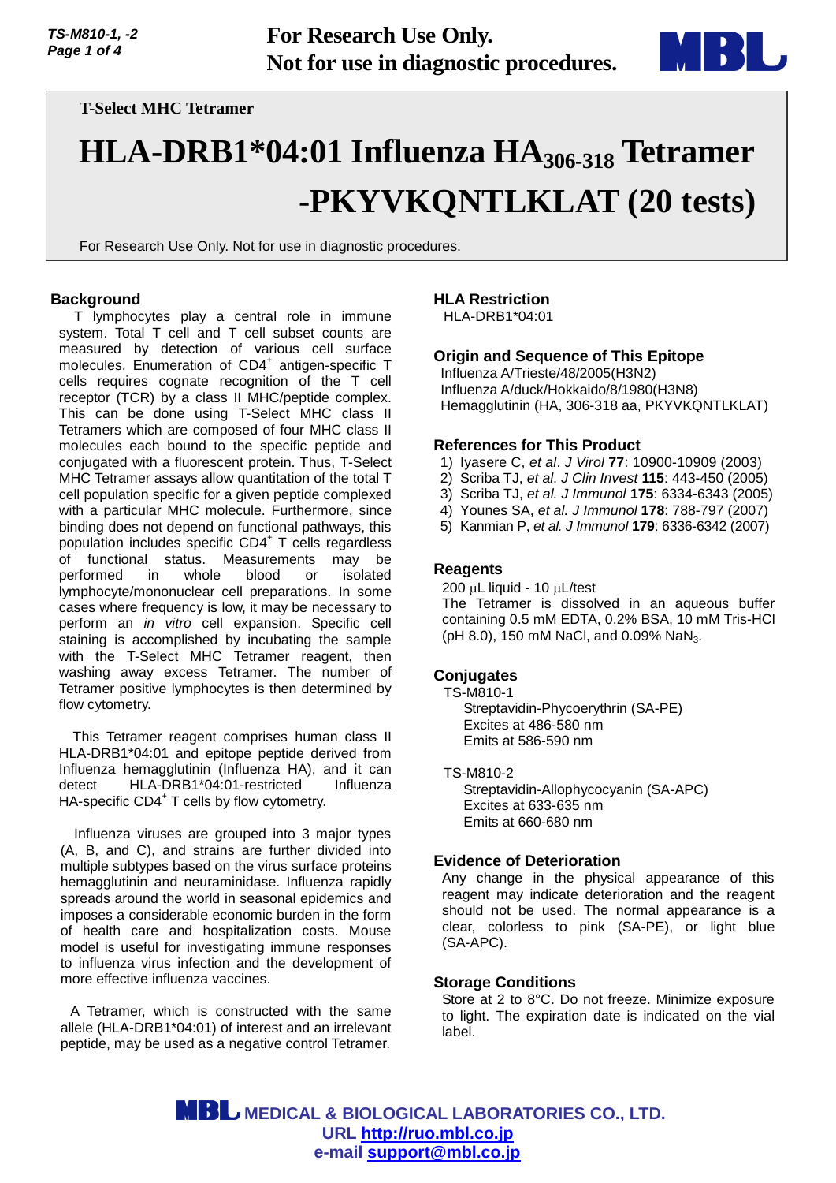**For Research Use Only.**
**Not for use in diagnostic procedures.**

T-Select MHC Tetramer

# HLA-DRB1*04:01 Influenza $HA_{306-318}$ Tetramer -PKYVKQNTLKLAT (20 tests)

For Research Use Only. Not for use in diagnostic procedures.

## Background

T lymphocytes play a central role in immune system. Total T cell and T cell subset counts are measured by detection of various cell surface molecules. Enumeration of $CD4^+$ antigen-specific T cells requires cognate recognition of the T cell receptor (TCR) by a class II MHC/peptide complex. This can be done using T-Select MHC class II Tetramers which are composed of four MHC class II molecules each bound to the specific peptide and conjugated with a fluorescent protein. Thus, T-Select MHC Tetramer assays allow quantitation of the total T cell population specific for a given peptide complexed with a particular MHC molecule. Furthermore, since binding does not depend on functional pathways, this population includes specific $CD4^+$ T cells regardless of functional status. Measurements may be performed in whole blood or isolated lymphocyte/mononuclear cell preparations. In some cases where frequency is low, it may be necessary to perform an *in vitro* cell expansion. Specific cell staining is accomplished by incubating the sample with the T-Select MHC Tetramer reagent, then washing away excess Tetramer. The number of Tetramer positive lymphocytes is then determined by flow cytometry.

This Tetramer reagent comprises human class II HLA-DRB1*04:01 and epitope peptide derived from Influenza hemagglutinin (Influenza HA), and it can detect HLA-DRB1*04:01-restricted Influenza HA-specific $CD4^+$ T cells by flow cytometry.

Influenza viruses are grouped into 3 major types (A, B, and C), and strains are further divided into multiple subtypes based on the virus surface proteins hemagglutinin and neuraminidase. Influenza rapidly spreads around the world in seasonal epidemics and imposes a considerable economic burden in the form of health care and hospitalization costs. Mouse model is useful for investigating immune responses to influenza virus infection and the development of more effective influenza vaccines.

A Tetramer, which is constructed with the same allele (HLA-DRB1*04:01) of interest and an irrelevant peptide, may be used as a negative control Tetramer.

## HLA Restriction

HLA-DRB1*04:01

## Origin and Sequence of This Epitope

Influenza A/Trieste/48/2005(H3N2)
Influenza A/duck/Hokkaido/8/1980(H3N8)
Hemagglutinin (HA, 306-318 aa, PKYVKQNTLKLAT)

## References for This Product

1) Iyasere C, *et al*. *J Virol* **77**: 10900-10909 (2003)
2) Scriba TJ, *et al*. *J Clin Invest* **115**: 443-450 (2005)
3) Scriba TJ, *et al. J Immunol* **175**: 6334-6343 (2005)
4) Younes SA, *et al. J Immunol* **178**: 788-797 (2007)
5) Kanmian P, *et al. J Immunol* **179**: 6336-6342 (2007)

## Reagents

200 μL liquid - 10 μL/test
The Tetramer is dissolved in an aqueous buffer containing 0.5 mM EDTA, 0.2% BSA, 10 mM Tris-HCl (pH 8.0), 150 mM NaCl, and 0.09% $NaN_3$.

## Conjugates

TS-M810-1
Streptavidin-Phycoerythrin (SA-PE)
Excites at 486-580 nm
Emits at 586-590 nm

TS-M810-2
Streptavidin-Allophycocyanin (SA-APC)
Excites at 633-635 nm
Emits at 660-680 nm

## Evidence of Deterioration

Any change in the physical appearance of this reagent may indicate deterioration and the reagent should not be used. The normal appearance is a clear, colorless to pink (SA-PE), or light blue (SA-APC).

## Storage Conditions

Store at 2 to 8°C. Do not freeze. Minimize exposure to light. The expiration date is indicated on the vial label.

**MEDICAL & BIOLOGICAL LABORATORIES CO., LTD.**
**URL http://ruo.mbl.co.jp**
**e-mail support@mbl.co.jp**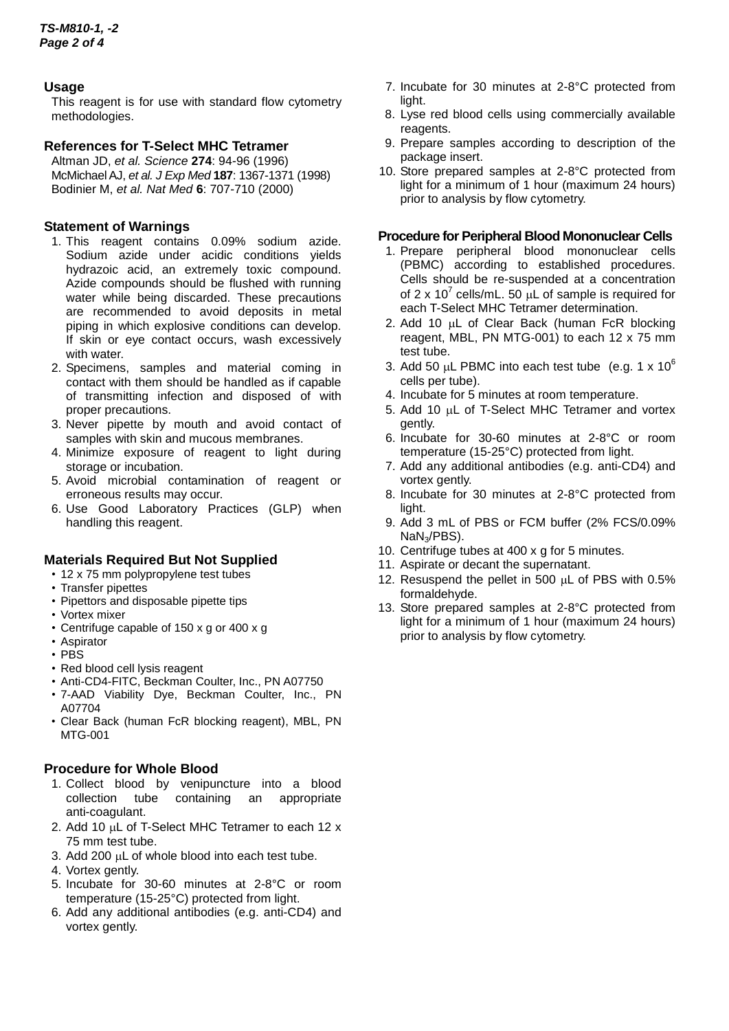## Usage

This reagent is for use with standard flow cytometry methodologies.

## References for T-Select MHC Tetramer

Altman JD, *et al. Science* **274**: 94-96 (1996)
McMichael AJ, *et al. J Exp Med* **187**: 1367-1371 (1998)
Bodinier M, *et al. Nat Med* **6**: 707-710 (2000)

## Statement of Warnings

1. This reagent contains 0.09% sodium azide. Sodium azide under acidic conditions yields hydrazoic acid, an extremely toxic compound. Azide compounds should be flushed with running water while being discarded. These precautions are recommended to avoid deposits in metal piping in which explosive conditions can develop. If skin or eye contact occurs, wash excessively with water.
2. Specimens, samples and material coming in contact with them should be handled as if capable of transmitting infection and disposed of with proper precautions.
3. Never pipette by mouth and avoid contact of samples with skin and mucous membranes.
4. Minimize exposure of reagent to light during storage or incubation.
5. Avoid microbial contamination of reagent or erroneous results may occur.
6. Use Good Laboratory Practices (GLP) when handling this reagent.

## Materials Required But Not Supplied

- 12 x 75 mm polypropylene test tubes
- Transfer pipettes
- Pipettors and disposable pipette tips
- Vortex mixer
- Centrifuge capable of 150 x g or 400 x g
- Aspirator
- PBS
- Red blood cell lysis reagent
- Anti-CD4-FITC, Beckman Coulter, Inc., PN A07750
- 7-AAD Viability Dye, Beckman Coulter, Inc., PN A07704
- Clear Back (human FcR blocking reagent), MBL, PN MTG-001

## Procedure for Whole Blood

1. Collect blood by venipuncture into a blood collection tube containing an appropriate anti-coagulant.
2. Add 10 μL of T-Select MHC Tetramer to each 12 x 75 mm test tube.
3. Add 200 μL of whole blood into each test tube.
4. Vortex gently.
5. Incubate for 30-60 minutes at 2-8°C or room temperature (15-25°C) protected from light.
6. Add any additional antibodies (e.g. anti-CD4) and vortex gently.
7. Incubate for 30 minutes at 2-8°C protected from light.
8. Lyse red blood cells using commercially available reagents.
9. Prepare samples according to description of the package insert.
10. Store prepared samples at 2-8°C protected from light for a minimum of 1 hour (maximum 24 hours) prior to analysis by flow cytometry.

## Procedure for Peripheral Blood Mononuclear Cells

1. Prepare peripheral blood mononuclear cells (PBMC) according to established procedures. Cells should be re-suspended at a concentration of $2 \times 10^7$ cells/mL. 50 μL of sample is required for each T-Select MHC Tetramer determination.
2. Add 10 μL of Clear Back (human FcR blocking reagent, MBL, PN MTG-001) to each 12 x 75 mm test tube.
3. Add 50 μL PBMC into each test tube (e.g. $1 \times 10^6$ cells per tube).
4. Incubate for 5 minutes at room temperature.
5. Add 10 μL of T-Select MHC Tetramer and vortex gently.
6. Incubate for 30-60 minutes at 2-8°C or room temperature (15-25°C) protected from light.
7. Add any additional antibodies (e.g. anti-CD4) and vortex gently.
8. Incubate for 30 minutes at 2-8°C protected from light.
9. Add 3 mL of PBS or FCM buffer (2% FCS/0.09% $NaN_3$/PBS).
10. Centrifuge tubes at 400 x g for 5 minutes.
11. Aspirate or decant the supernatant.
12. Resuspend the pellet in 500 μL of PBS with 0.5% formaldehyde.
13. Store prepared samples at 2-8°C protected from light for a minimum of 1 hour (maximum 24 hours) prior to analysis by flow cytometry.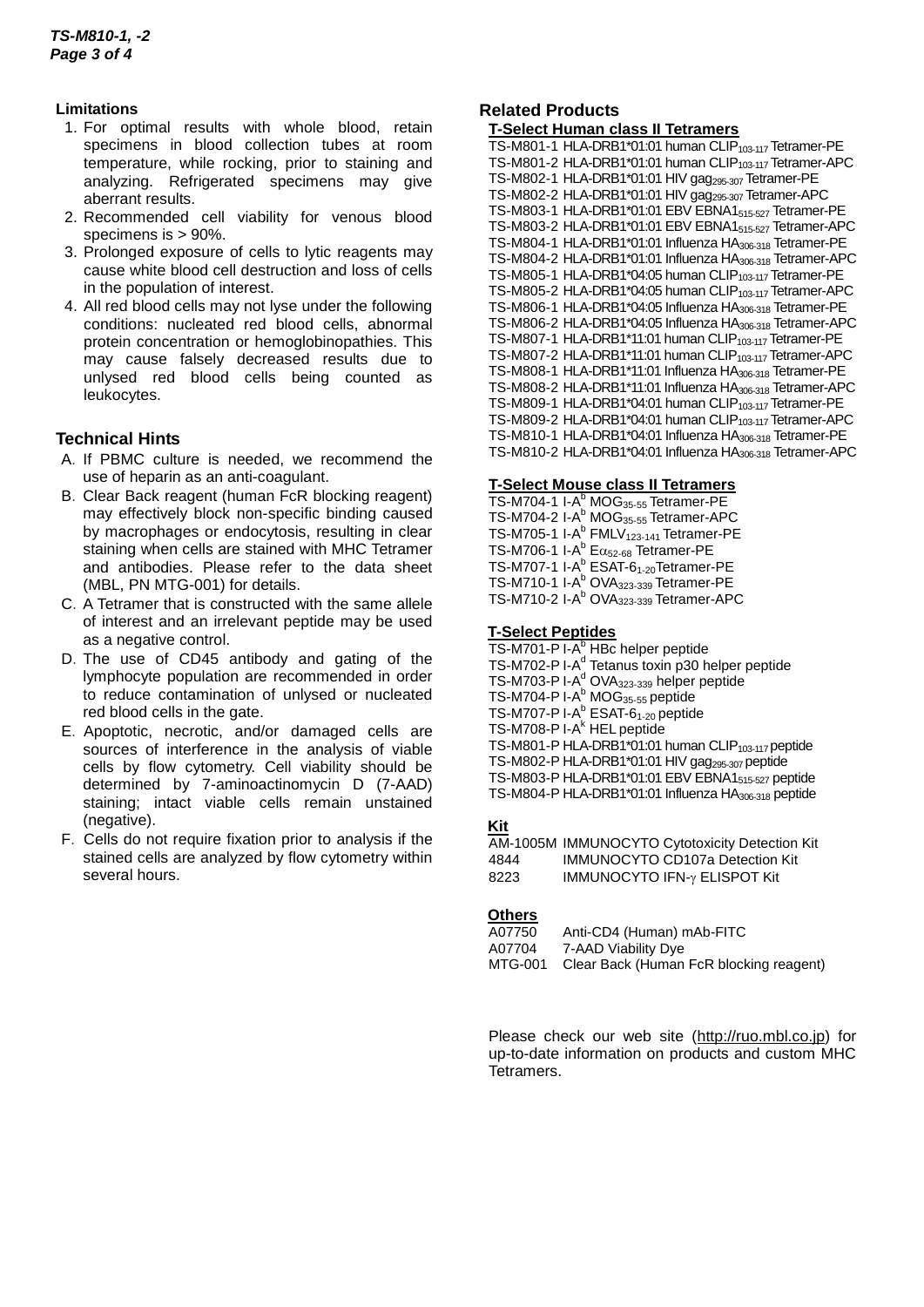## Limitations

1. For optimal results with whole blood, retain specimens in blood collection tubes at room temperature, while rocking, prior to staining and analyzing. Refrigerated specimens may give aberrant results.
2. Recommended cell viability for venous blood specimens is > 90%.
3. Prolonged exposure of cells to lytic reagents may cause white blood cell destruction and loss of cells in the population of interest.
4. All red blood cells may not lyse under the following conditions: nucleated red blood cells, abnormal protein concentration or hemoglobinopathies. This may cause falsely decreased results due to unlysed red blood cells being counted as leukocytes.

## Technical Hints

A. If PBMC culture is needed, we recommend the use of heparin as an anti-coagulant.

B. Clear Back reagent (human FcR blocking reagent) may effectively block non-specific binding caused by macrophages or endocytosis, resulting in clear staining when cells are stained with MHC Tetramer and antibodies. Please refer to the data sheet (MBL, PN MTG-001) for details.

C. A Tetramer that is constructed with the same allele of interest and an irrelevant peptide may be used as a negative control.

D. The use of CD45 antibody and gating of the lymphocyte population are recommended in order to reduce contamination of unlysed or nucleated red blood cells in the gate.

E. Apoptotic, necrotic, and/or damaged cells are sources of interference in the analysis of viable cells by flow cytometry. Cell viability should be determined by 7-aminoactinomycin D (7-AAD) staining; intact viable cells remain unstained (negative).

F. Cells do not require fixation prior to analysis if the stained cells are analyzed by flow cytometry within several hours.

## Related Products

### T-Select Human class II Tetramers

TS-M801-1 HLA-DRB1*01:01 human CLIP$_{103-117}$ Tetramer-PE
TS-M801-2 HLA-DRB1*01:01 human CLIP$_{103-117}$ Tetramer-APC
TS-M802-1 HLA-DRB1*01:01 HIV gag$_{295-307}$ Tetramer-PE
TS-M802-2 HLA-DRB1*01:01 HIV gag$_{295-307}$ Tetramer-APC
TS-M803-1 HLA-DRB1*01:01 EBV EBNA1$_{515-527}$ Tetramer-PE
TS-M803-2 HLA-DRB1*01:01 EBV EBNA1$_{515-527}$ Tetramer-APC
TS-M804-1 HLA-DRB1*01:01 Influenza HA$_{306-318}$ Tetramer-PE
TS-M804-2 HLA-DRB1*01:01 Influenza HA$_{306-318}$ Tetramer-APC
TS-M805-1 HLA-DRB1*04:05 human CLIP$_{103-117}$ Tetramer-PE
TS-M805-2 HLA-DRB1*04:05 human CLIP$_{103-117}$ Tetramer-APC
TS-M806-1 HLA-DRB1*04:05 Influenza HA$_{306-318}$ Tetramer-PE
TS-M806-2 HLA-DRB1*04:05 Influenza HA$_{306-318}$ Tetramer-APC
TS-M807-1 HLA-DRB1*11:01 human CLIP$_{103-117}$ Tetramer-PE
TS-M807-2 HLA-DRB1*11:01 human CLIP$_{103-117}$ Tetramer-APC
TS-M808-1 HLA-DRB1*11:01 Influenza HA$_{306-318}$ Tetramer-PE
TS-M808-2 HLA-DRB1*11:01 Influenza HA$_{306-318}$ Tetramer-APC
TS-M809-1 HLA-DRB1*04:01 human CLIP$_{103-117}$ Tetramer-PE
TS-M809-2 HLA-DRB1*04:01 human CLIP$_{103-117}$ Tetramer-APC
TS-M810-1 HLA-DRB1*04:01 Influenza HA$_{306-318}$ Tetramer-PE
TS-M810-2 HLA-DRB1*04:01 Influenza HA$_{306-318}$ Tetramer-APC

### T-Select Mouse class II Tetramers

TS-M704-1 I-A$^b$ MOG$_{35-55}$ Tetramer-PE
TS-M704-2 I-A$^b$ MOG$_{35-55}$ Tetramer-APC
TS-M705-1 I-A$^b$ FMLV$_{123-141}$ Tetramer-PE
TS-M706-1 I-A$^b$ E$\alpha_{52-68}$ Tetramer-PE
TS-M707-1 I-A$^b$ ESAT-6$_{1-20}$Tetramer-PE
TS-M710-1 I-A$^b$ OVA$_{323-339}$ Tetramer-PE
TS-M710-2 I-A$^b$ OVA$_{323-339}$ Tetramer-APC

### T-Select Peptides

TS-M701-P I-A$^b$ HBc helper peptide
TS-M702-P I-A$^d$ Tetanus toxin p30 helper peptide
TS-M703-P I-A$^d$ OVA$_{323-339}$ helper peptide
TS-M704-P I-A$^b$ MOG$_{35-55}$ peptide
TS-M707-P I-A$^b$ ESAT-6$_{1-20}$ peptide
TS-M708-P I-A$^k$ HEL peptide
TS-M801-P HLA-DRB1*01:01 human CLIP$_{103-117}$ peptide
TS-M802-P HLA-DRB1*01:01 HIV gag$_{295-307}$ peptide
TS-M803-P HLA-DRB1*01:01 EBV EBNA1$_{515-527}$ peptide
TS-M804-P HLA-DRB1*01:01 Influenza HA$_{306-318}$ peptide

### Kit

| | |
|---|---|
| AM-1005M | IMMUNOCYTO Cytotoxicity Detection Kit |
| 4844 | IMMUNOCYTO CD107a Detection Kit |
| 8223 | IMMUNOCYTO IFN-$\gamma$ ELISPOT Kit |

### Others

| | |
|---|---|
| A07750 | Anti-CD4 (Human) mAb-FITC |
| A07704 | 7-AAD Viability Dye |
| MTG-001 | Clear Back (Human FcR blocking reagent) |

Please check our web site (http://ruo.mbl.co.jp) for up-to-date information on products and custom MHC Tetramers.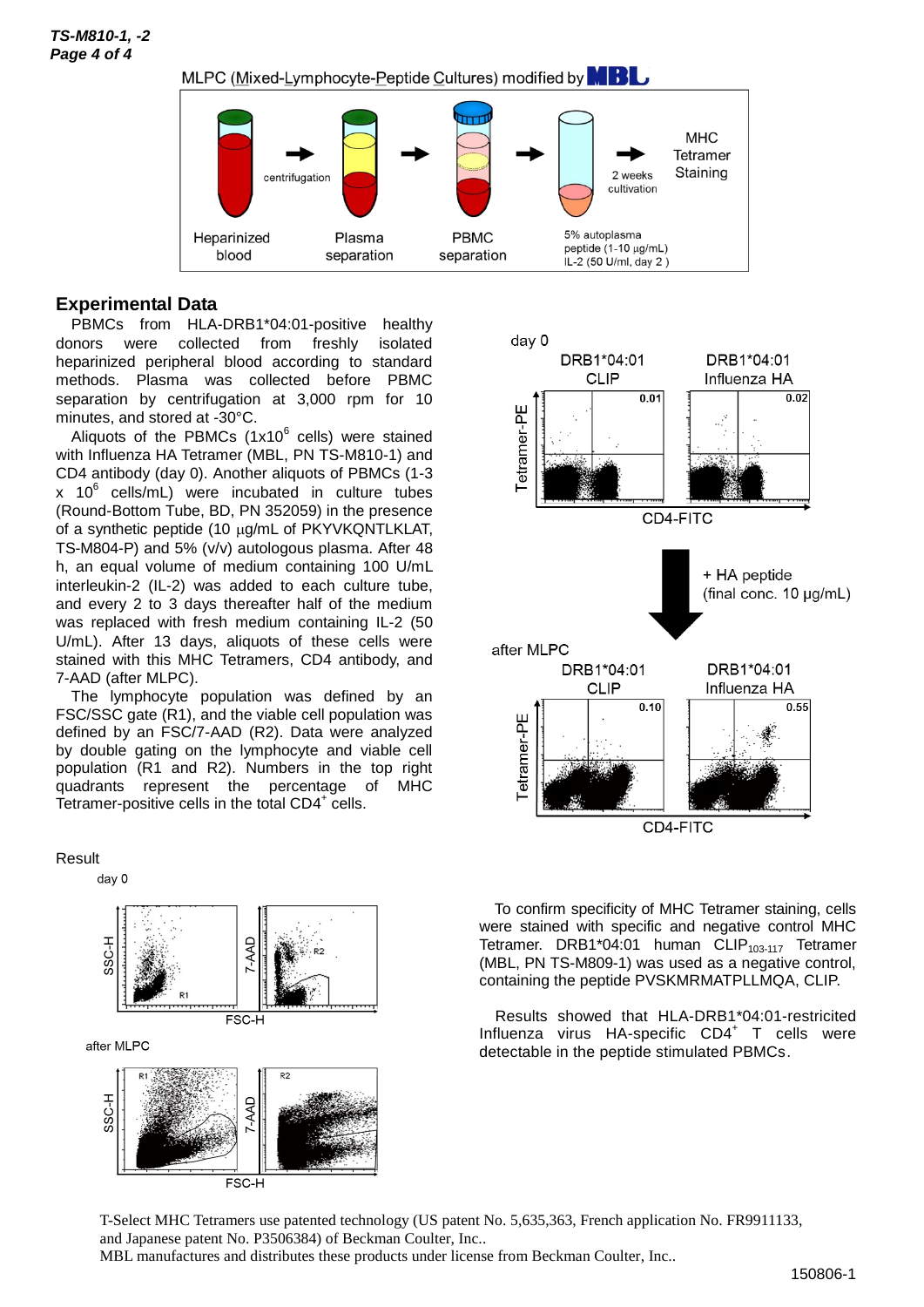MLPC (Mixed-Lymphocyte-Peptide Cultures) modified by MBL

Heparinized blood → centrifugation → Plasma separation → PBMC separation → 5% autoplasma, peptide (1-10 μg/mL), IL-2 (50 U/ml, day 2) → 2 weeks cultivation → MHC Tetramer Staining

## Experimental Data

PBMCs from HLA-DRB1*04:01-positive healthy donors were collected from freshly isolated heparinized peripheral blood according to standard methods. Plasma was collected before PBMC separation by centrifugation at 3,000 rpm for 10 minutes, and stored at -30°C.

Aliquots of the PBMCs ($1 \times 10^6$ cells) were stained with Influenza HA Tetramer (MBL, PN TS-M810-1) and CD4 antibody (day 0). Another aliquots of PBMCs (1-3 x $10^6$ cells/mL) were incubated in culture tubes (Round-Bottom Tube, BD, PN 352059) in the presence of a synthetic peptide (10 μg/mL of PKYVKQNTLKLAT, TS-M804-P) and 5% (v/v) autologous plasma. After 48 h, an equal volume of medium containing 100 U/mL interleukin-2 (IL-2) was added to each culture tube, and every 2 to 3 days thereafter half of the medium was replaced with fresh medium containing IL-2 (50 U/mL). After 13 days, aliquots of these cells were stained with this MHC Tetramers, CD4 antibody, and 7-AAD (after MLPC).

The lymphocyte population was defined by an FSC/SSC gate (R1), and the viable cell population was defined by an FSC/7-AAD (R2). Data were analyzed by double gating on the lymphocyte and viable cell population (R1 and R2). Numbers in the top right quadrants represent the percentage of MHC Tetramer-positive cells in the total $CD4^+$ cells.

day 0

DRB1*04:01 CLIP 0.01

DRB1*04:01 Influenza HA 0.02

Tetramer-PE

CD4-FITC

+ HA peptide (final conc. 10 μg/mL)

after MLPC

DRB1*04:01 CLIP 0.10

DRB1*04:01 Influenza HA 0.55

Tetramer-PE

CD4-FITC

Result

day 0

SSC-H R1 | 7-AAD R2

FSC-H

after MLPC

SSC-H R1 | 7-AAD R2

FSC-H

To confirm specificity of MHC Tetramer staining, cells were stained with specific and negative control MHC Tetramer. DRB1*04:01 human $CLIP_{103\text{-}117}$ Tetramer (MBL, PN TS-M809-1) was used as a negative control, containing the peptide PVSKMRMATPLLMQA, CLIP.

Results showed that HLA-DRB1*04:01-restricited Influenza virus HA-specific $CD4^+$ T cells were detectable in the peptide stimulated PBMCs.

T-Select MHC Tetramers use patented technology (US patent No. 5,635,363, French application No. FR9911133, and Japanese patent No. P3506384) of Beckman Coulter, Inc..
MBL manufactures and distributes these products under license from Beckman Coulter, Inc..

150806-1